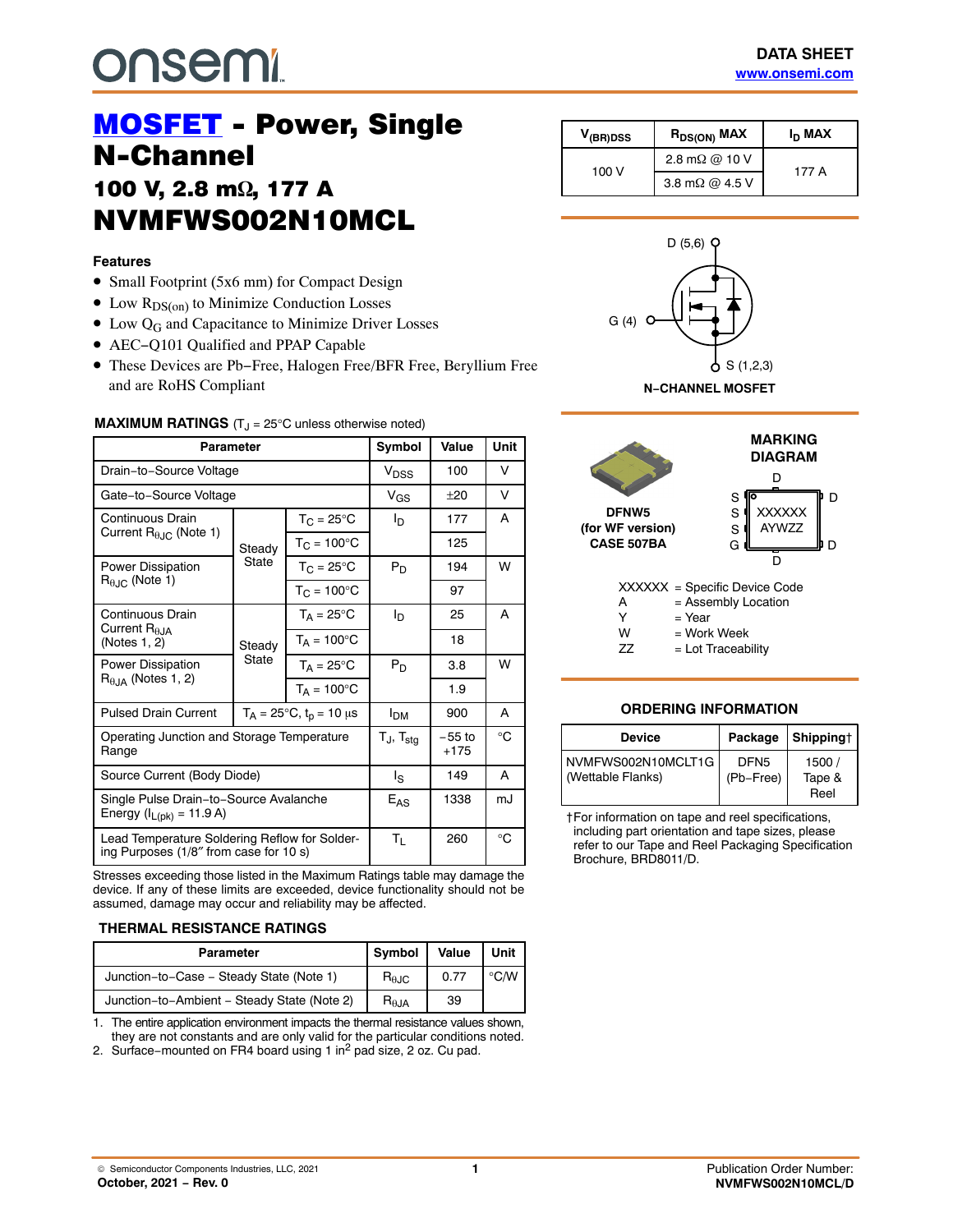onsemi

**DATA SHEET**
www.onsemi.com

# MOSFET - Power, Single N-Channel

## 100 V, 2.8 mΩ, 177 A

# NVMFWS002N10MCL

| $V_{(BR)DSS}$ | $R_{DS(ON)}$ MAX | $I_D$ MAX |
|---|---|---|
| 100 V | 2.8 mΩ @ 10 V | 177 A |
| | 3.8 mΩ @ 4.5 V | |

### Features

- Small Footprint (5x6 mm) for Compact Design
- Low $R_{DS(on)}$ to Minimize Conduction Losses
- Low $Q_G$ and Capacitance to Minimize Driver Losses
- AEC−Q101 Qualified and PPAP Capable
- These Devices are Pb−Free, Halogen Free/BFR Free, Beryllium Free and are RoHS Compliant

D (5,6)

G (4)

S (1,2,3)

**N−CHANNEL MOSFET**

### MAXIMUM RATINGS ($T_J$ = 25°C unless otherwise noted)

| Parameter | | | Symbol | Value | Unit |
|---|---|---|---|---|---|
| Drain−to−Source Voltage | | | $V_{DSS}$ | 100 | V |
| Gate−to−Source Voltage | | | $V_{GS}$ | ±20 | V |
| Continuous Drain Current $R_{\theta JC}$ (Note 1) | Steady State | $T_C$ = 25°C | $I_D$ | 177 | A |
| | | $T_C$ = 100°C | | 125 | |
| Power Dissipation $R_{\theta JC}$ (Note 1) | | $T_C$ = 25°C | $P_D$ | 194 | W |
| | | $T_C$ = 100°C | | 97 | |
| Continuous Drain Current $R_{\theta JA}$ (Notes 1, 2) | Steady State | $T_A$ = 25°C | $I_D$ | 25 | A |
| | | $T_A$ = 100°C | | 18 | |
| Power Dissipation $R_{\theta JA}$ (Notes 1, 2) | | $T_A$ = 25°C | $P_D$ | 3.8 | W |
| | | $T_A$ = 100°C | | 1.9 | |
| Pulsed Drain Current | $T_A$ = 25°C, $t_p$ = 10 μs | | $I_{DM}$ | 900 | A |
| Operating Junction and Storage Temperature Range | | | $T_J$, $T_{stg}$ | −55 to +175 | °C |
| Source Current (Body Diode) | | | $I_S$ | 149 | A |
| Single Pulse Drain−to−Source Avalanche Energy ($I_{L(pk)}$ = 11.9 A) | | | $E_{AS}$ | 1338 | mJ |
| Lead Temperature Soldering Reflow for Soldering Purposes (1/8″ from case for 10 s) | | | $T_L$ | 260 | °C |

Stresses exceeding those listed in the Maximum Ratings table may damage the device. If any of these limits are exceeded, device functionality should not be assumed, damage may occur and reliability may be affected.

### THERMAL RESISTANCE RATINGS

| Parameter | Symbol | Value | Unit |
|---|---|---|---|
| Junction−to−Case − Steady State (Note 1) | $R_{\theta JC}$ | 0.77 | °C/W |
| Junction−to−Ambient − Steady State (Note 2) | $R_{\theta JA}$ | 39 | |

1. The entire application environment impacts the thermal resistance values shown, they are not constants and are only valid for the particular conditions noted.
2. Surface−mounted on FR4 board using 1 in$^2$ pad size, 2 oz. Cu pad.

**DFNW5 (for WF version) CASE 507BA**

### MARKING DIAGRAM

XXXXXX
AYWZZ

XXXXXX = Specific Device Code
A = Assembly Location
Y = Year
W = Work Week
ZZ = Lot Traceability

### ORDERING INFORMATION

| Device | Package | Shipping† |
|---|---|---|
| NVMFWS002N10MCLT1G (Wettable Flanks) | DFN5 (Pb−Free) | 1500 / Tape & Reel |

†For information on tape and reel specifications, including part orientation and tape sizes, please refer to our Tape and Reel Packaging Specification Brochure, BRD8011/D.

© Semiconductor Components Industries, LLC, 2021
October, 2021 − Rev. 0

Publication Order Number: NVMFWS002N10MCL/D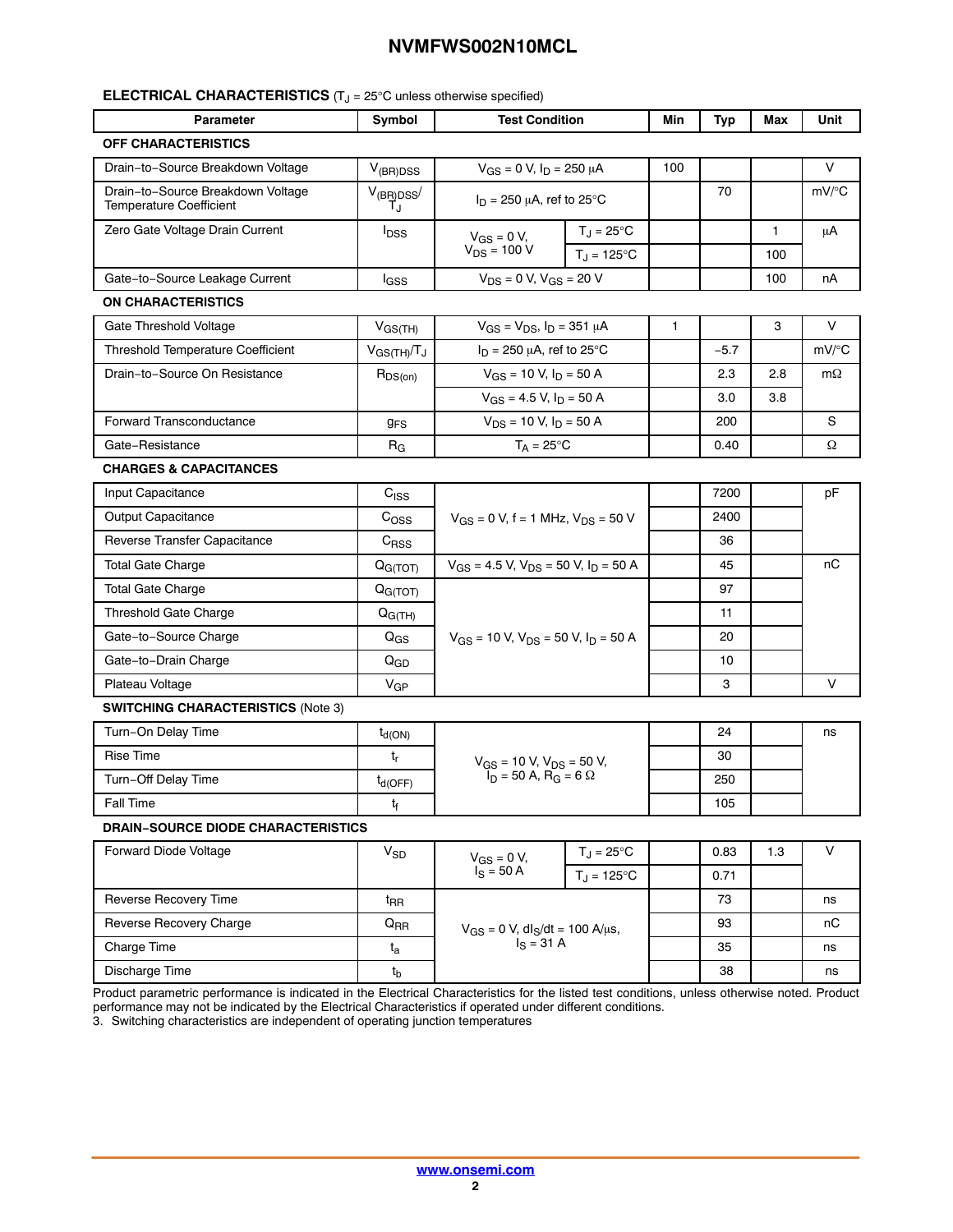## ELECTRICAL CHARACTERISTICS ($T_J$ = 25°C unless otherwise specified)

| Parameter | Symbol | Test Condition | | Min | Typ | Max | Unit |
|---|---|---|---|---|---|---|---|
| **OFF CHARACTERISTICS** | | | | | | | |
| Drain−to−Source Breakdown Voltage | $V_{(BR)DSS}$ | $V_{GS}$ = 0 V, $I_D$ = 250 μA | | 100 | | | V |
| Drain−to−Source Breakdown Voltage Temperature Coefficient | $V_{(BR)DSS}/T_J$ | $I_D$ = 250 μA, ref to 25°C | | | 70 | | mV/°C |
| Zero Gate Voltage Drain Current | $I_{DSS}$ | $V_{GS}$ = 0 V, $V_{DS}$ = 100 V | $T_J$ = 25°C | | | 1 | μA |
| | | | $T_J$ = 125°C | | | 100 | |
| Gate−to−Source Leakage Current | $I_{GSS}$ | $V_{DS}$ = 0 V, $V_{GS}$ = 20 V | | | | 100 | nA |
| **ON CHARACTERISTICS** | | | | | | | |
| Gate Threshold Voltage | $V_{GS(TH)}$ | $V_{GS}$ = $V_{DS}$, $I_D$ = 351 μA | | 1 | | 3 | V |
| Threshold Temperature Coefficient | $V_{GS(TH)}/T_J$ | $I_D$ = 250 μA, ref to 25°C | | | −5.7 | | mV/°C |
| Drain−to−Source On Resistance | $R_{DS(on)}$ | $V_{GS}$ = 10 V, $I_D$ = 50 A | | | 2.3 | 2.8 | mΩ |
| | | $V_{GS}$ = 4.5 V, $I_D$ = 50 A | | | 3.0 | 3.8 | |
| Forward Transconductance | $g_{FS}$ | $V_{DS}$ = 10 V, $I_D$ = 50 A | | | 200 | | S |
| Gate−Resistance | $R_G$ | $T_A$ = 25°C | | | 0.40 | | Ω |
| **CHARGES & CAPACITANCES** | | | | | | | |
| Input Capacitance | $C_{ISS}$ | $V_{GS}$ = 0 V, f = 1 MHz, $V_{DS}$ = 50 V | | | 7200 | | pF |
| Output Capacitance | $C_{OSS}$ | | | | 2400 | | |
| Reverse Transfer Capacitance | $C_{RSS}$ | | | | 36 | | |
| Total Gate Charge | $Q_{G(TOT)}$ | $V_{GS}$ = 4.5 V, $V_{DS}$ = 50 V, $I_D$ = 50 A | | | 45 | | nC |
| Total Gate Charge | $Q_{G(TOT)}$ | $V_{GS}$ = 10 V, $V_{DS}$ = 50 V, $I_D$ = 50 A | | | 97 | | |
| Threshold Gate Charge | $Q_{G(TH)}$ | | | | 11 | | |
| Gate−to−Source Charge | $Q_{GS}$ | | | | 20 | | |
| Gate−to−Drain Charge | $Q_{GD}$ | | | | 10 | | |
| Plateau Voltage | $V_{GP}$ | | | | 3 | | V |
| **SWITCHING CHARACTERISTICS** (Note 3) | | | | | | | |
| Turn−On Delay Time | $t_{d(ON)}$ | $V_{GS}$ = 10 V, $V_{DS}$ = 50 V, $I_D$ = 50 A, $R_G$ = 6 Ω | | | 24 | | ns |
| Rise Time | $t_r$ | | | | 30 | | |
| Turn−Off Delay Time | $t_{d(OFF)}$ | | | | 250 | | |
| Fall Time | $t_f$ | | | | 105 | | |
| **DRAIN−SOURCE DIODE CHARACTERISTICS** | | | | | | | |
| Forward Diode Voltage | $V_{SD}$ | $V_{GS}$ = 0 V, $I_S$ = 50 A | $T_J$ = 25°C | | 0.83 | 1.3 | V |
| | | | $T_J$ = 125°C | | 0.71 | | |
| Reverse Recovery Time | $t_{RR}$ | $V_{GS}$ = 0 V, $dI_S/dt$ = 100 A/μs, $I_S$ = 31 A | | | 73 | | ns |
| Reverse Recovery Charge | $Q_{RR}$ | | | | 93 | | nC |
| Charge Time | $t_a$ | | | | 35 | | ns |
| Discharge Time | $t_b$ | | | | 38 | | ns |

Product parametric performance is indicated in the Electrical Characteristics for the listed test conditions, unless otherwise noted. Product performance may not be indicated by the Electrical Characteristics if operated under different conditions.

3. Switching characteristics are independent of operating junction temperatures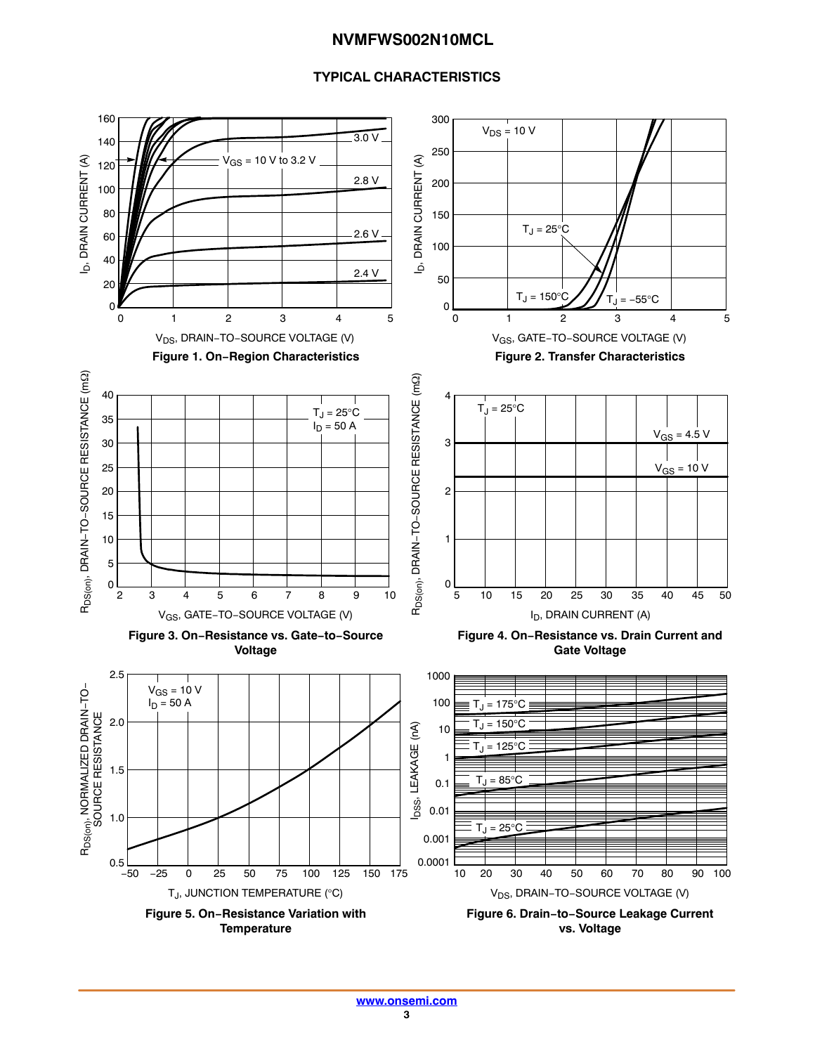## TYPICAL CHARACTERISTICS

$I_D$, DRAIN CURRENT (A)

$V_{GS}$ = 10 V to 3.2 V

3.0 V

2.8 V

2.6 V

2.4 V

$V_{DS}$, DRAIN−TO−SOURCE VOLTAGE (V)

**Figure 1. On−Region Characteristics**

$I_D$, DRAIN CURRENT (A)

$V_{DS}$ = 10 V

$T_J$ = 25°C

$T_J$ = 150°C

$T_J$ = −55°C

$V_{GS}$, GATE−TO−SOURCE VOLTAGE (V)

**Figure 2. Transfer Characteristics**

$R_{DS(on)}$, DRAIN−TO−SOURCE RESISTANCE (mΩ)

$T_J$ = 25°C
$I_D$ = 50 A

$V_{GS}$, GATE−TO−SOURCE VOLTAGE (V)

**Figure 3. On−Resistance vs. Gate−to−Source Voltage**

$R_{DS(on)}$, DRAIN−TO−SOURCE RESISTANCE (mΩ)

$T_J$ = 25°C

$V_{GS}$ = 4.5 V

$V_{GS}$ = 10 V

$I_D$, DRAIN CURRENT (A)

**Figure 4. On−Resistance vs. Drain Current and Gate Voltage**

$R_{DS(on)}$, NORMALIZED DRAIN−TO−SOURCE RESISTANCE

$V_{GS}$ = 10 V
$I_D$ = 50 A

$T_J$, JUNCTION TEMPERATURE (°C)

**Figure 5. On−Resistance Variation with Temperature**

$I_{DSS}$, LEAKAGE (nA)

$T_J$ = 175°C

$T_J$ = 150°C

$T_J$ = 125°C

$T_J$ = 85°C

$T_J$ = 25°C

$V_{DS}$, DRAIN−TO−SOURCE VOLTAGE (V)

**Figure 6. Drain−to−Source Leakage Current vs. Voltage**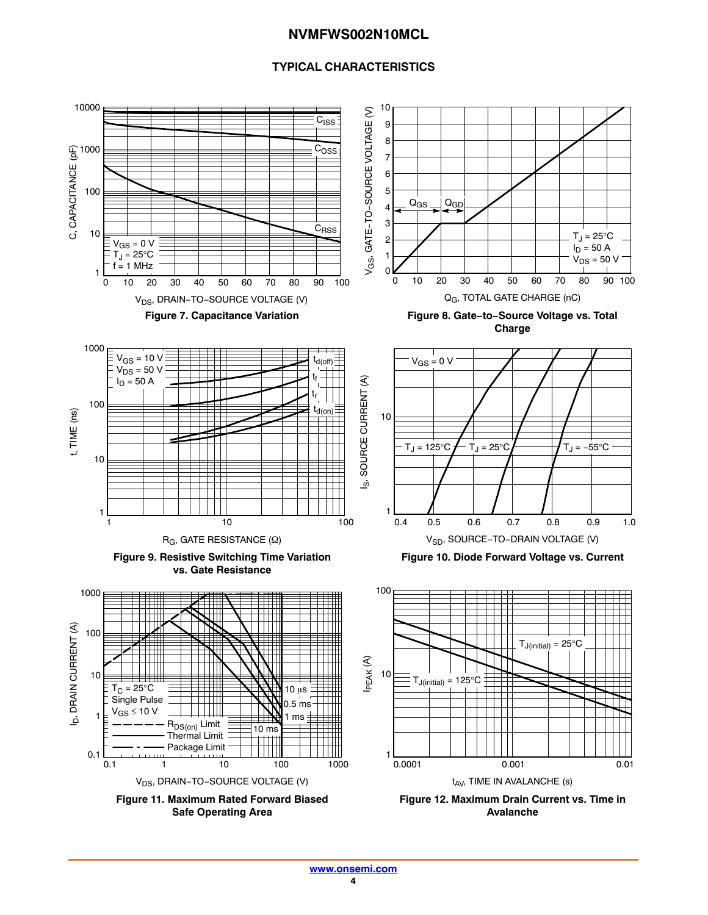## TYPICAL CHARACTERISTICS

Figure 7. Capacitance Variation

Figure 8. Gate−to−Source Voltage vs. Total Charge

Figure 9. Resistive Switching Time Variation vs. Gate Resistance

Figure 10. Diode Forward Voltage vs. Current

Figure 11. Maximum Rated Forward Biased Safe Operating Area

Figure 12. Maximum Drain Current vs. Time in Avalanche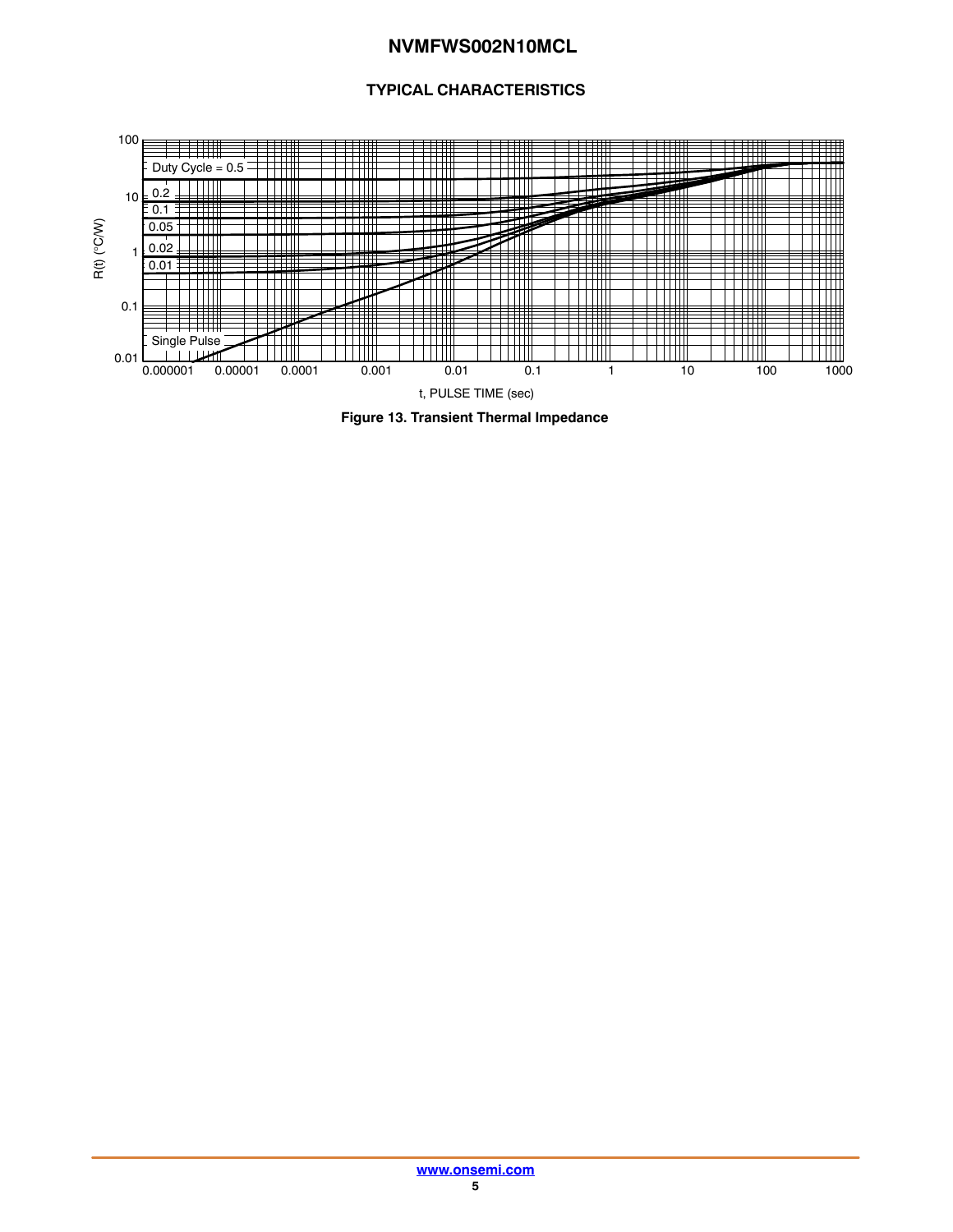## TYPICAL CHARACTERISTICS

Figure 13. Transient Thermal Impedance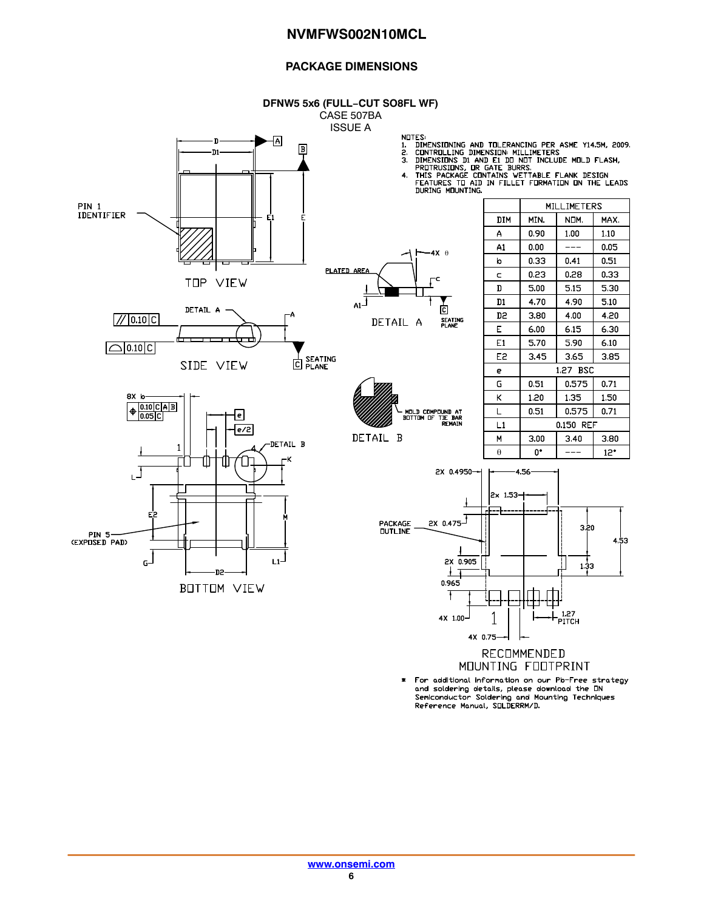## PACKAGE DIMENSIONS

### DFNW5 5x6 (FULL−CUT SO8FL WF)

CASE 507BA
ISSUE A

NOTES:
1. DIMENSIONING AND TOLERANCING PER ASME Y14.5M, 2009.
2. CONTROLLING DIMENSION: MILLIMETERS
3. DIMENSIONS D1 AND E1 DO NOT INCLUDE MOLD FLASH, PROTRUSIONS, OR GATE BURRS.
4. THIS PACKAGE CONTAINS WETTABLE FLANK DESIGN FEATURES TO AID IN FILLET FORMATION ON THE LEADS DURING MOUNTING.

| DIM | MILLIMETERS | | |
|---|---|---|---|
| | MIN. | NOM. | MAX. |
| A | 0.90 | 1.00 | 1.10 |
| A1 | 0.00 | --- | 0.05 |
| b | 0.33 | 0.41 | 0.51 |
| c | 0.23 | 0.28 | 0.33 |
| D | 5.00 | 5.15 | 5.30 |
| D1 | 4.70 | 4.90 | 5.10 |
| D2 | 3.80 | 4.00 | 4.20 |
| E | 6.00 | 6.15 | 6.30 |
| E1 | 5.70 | 5.90 | 6.10 |
| E2 | 3.45 | 3.65 | 3.85 |
| e | 1.27 BSC | | |
| G | 0.51 | 0.575 | 0.71 |
| K | 1.20 | 1.35 | 1.50 |
| L | 0.51 | 0.575 | 0.71 |
| L1 | 0.150 REF | | |
| M | 3.00 | 3.40 | 3.80 |
| θ | 0° | --- | 12° |

TOP VIEW

PIN 1 IDENTIFIER

SIDE VIEW

DETAIL A

SEATING PLANE

PLATED AREA

DETAIL B

MOLD COMPOUND AT BOTTOM OF TIE BAR REMAIN

BOTTOM VIEW

PIN 5 (EXPOSED PAD)

RECOMMENDED MOUNTING FOOTPRINT

PACKAGE OUTLINE

2X 0.4950, 4.56, 2X 1.53, 2X 0.475, 3.20, 4.53, 2X 0.905, 1.33, 0.965, 4X 1.00, 4X 0.75, 1.27 PITCH

\* For additional information on our Pb−Free strategy and soldering details, please download the ON Semiconductor Soldering and Mounting Techniques Reference Manual, SOLDERRM/D.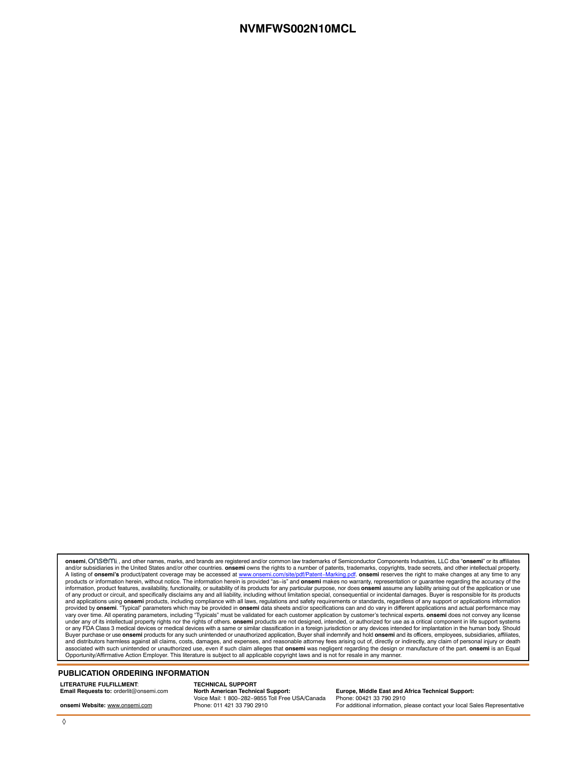**onsemi**, ONSEMI, and other names, marks, and brands are registered and/or common law trademarks of Semiconductor Components Industries, LLC dba "**onsemi**" or its affiliates and/or subsidiaries in the United States and/or other countries. **onsemi** owns the rights to a number of patents, trademarks, copyrights, trade secrets, and other intellectual property. A listing of **onsemi's** product/patent coverage may be accessed at www.onsemi.com/site/pdf/Patent−Marking.pdf. **onsemi** reserves the right to make changes at any time to any products or information herein, without notice. The information herein is provided "as−is" and **onsemi** makes no warranty, representation or guarantee regarding the accuracy of the information, product features, availability, functionality, or suitability of its products for any particular purpose, nor does **onsemi** assume any liability arising out of the application or use of any product or circuit, and specifically disclaims any and all liability, including without limitation special, consequential or incidental damages. Buyer is responsible for its products and applications using **onsemi** products, including compliance with all laws, regulations and safety requirements or standards, regardless of any support or applications information provided by **onsemi**. "Typical" parameters which may be provided in **onsemi** data sheets and/or specifications can and do vary in different applications and actual performance may vary over time. All operating parameters, including "Typicals" must be validated for each customer application by customer's technical experts. **onsemi** does not convey any license under any of its intellectual property rights nor the rights of others. **onsemi** products are not designed, intended, or authorized for use as a critical component in life support systems or any FDA Class 3 medical devices or medical devices with a same or similar classification in a foreign jurisdiction or any devices intended for implantation in the human body. Should Buyer purchase or use **onsemi** products for any such unintended or unauthorized application, Buyer shall indemnify and hold **onsemi** and its officers, employees, subsidiaries, affiliates, and distributors harmless against all claims, costs, damages, and expenses, and reasonable attorney fees arising out of, directly or indirectly, any claim of personal injury or death associated with such unintended or unauthorized use, even if such claim alleges that **onsemi** was negligent regarding the design or manufacture of the part. **onsemi** is an Equal Opportunity/Affirmative Action Employer. This literature is subject to all applicable copyright laws and is not for resale in any manner.

## PUBLICATION ORDERING INFORMATION

**LITERATURE FULFILLMENT**:
**Email Requests to:** orderlit@onsemi.com

**onsemi Website:** www.onsemi.com

**TECHNICAL SUPPORT**
**North American Technical Support:**
Voice Mail: 1 800−282−9855 Toll Free USA/Canada
Phone: 011 421 33 790 2910

**Europe, Middle East and Africa Technical Support:**
Phone: 00421 33 790 2910
For additional information, please contact your local Sales Representative

◊